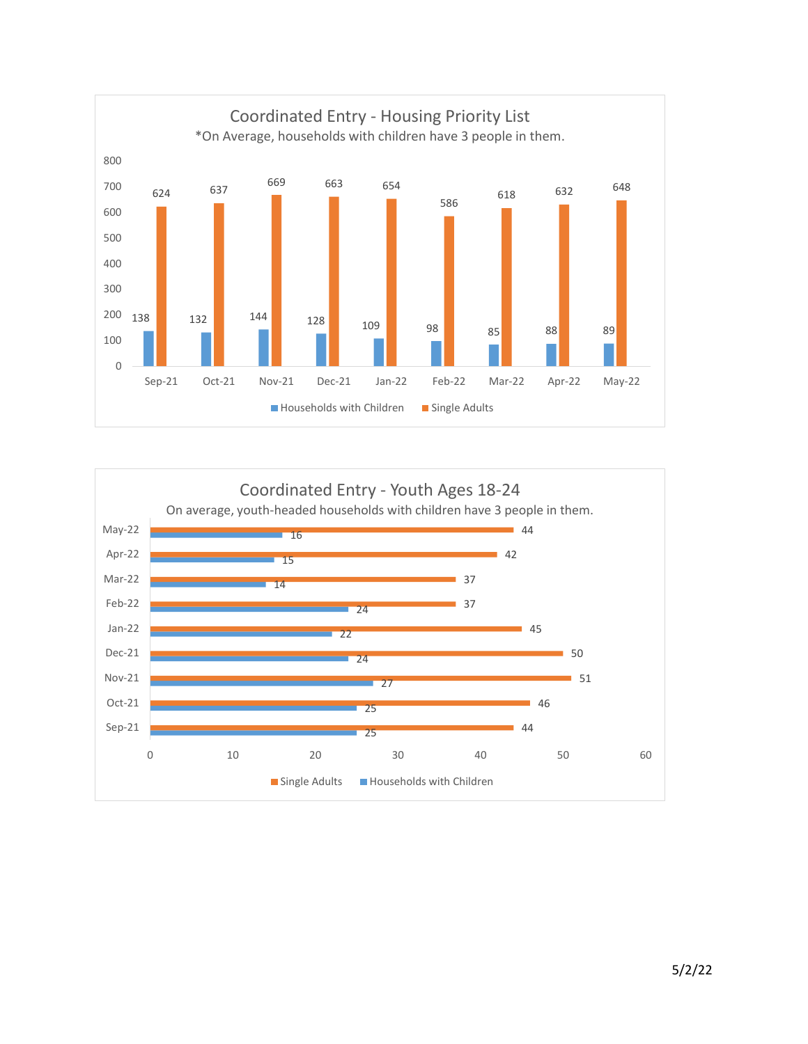Coordinated Entry - Housing Priority List

*On Average, households with children have 3 people in them.

800
700
600
500
400
300
200
100
0

138 624
132 637
144 669
128 663
109 654
98 586
85 618
88 632
89 648

Sep-21 Oct-21 Nov-21 Dec-21 Jan-22 Feb-22 Mar-22 Apr-22 May-22

Households with Children
Single Adults

Coordinated Entry - Youth Ages 18-24

On average, youth-headed households with children have 3 people in them.

May-22 44 16
Apr-22 42 15
Mar-22 37 14
Feb-22 37 24
Jan-22 45 22
Dec-21 50 24
Nov-21 51 27
Oct-21 46 25
Sep-21 44 25

0 10 20 30 40 50 60

Single Adults
Households with Children

5/2/22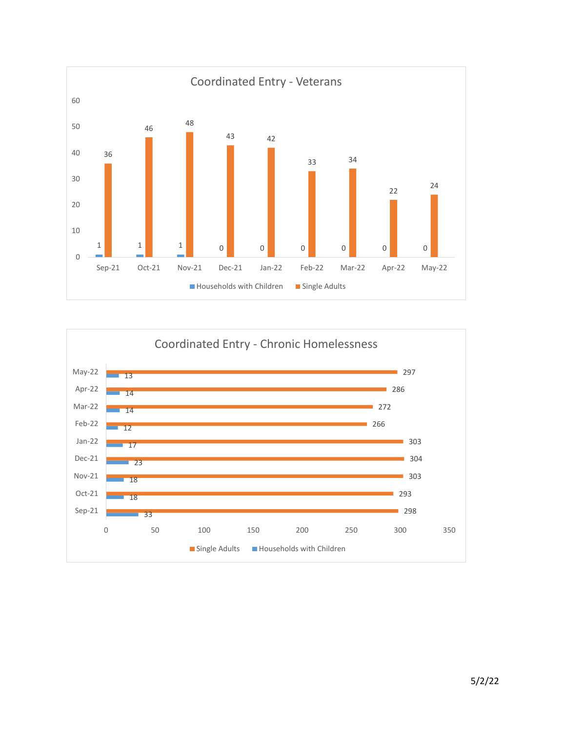Coordinated Entry - Veterans

60
50
40
30
20
10
0

1 36
1 46
1 48
0 43
0 42
0 33
0 34
0 22
0 24

Sep-21 Oct-21 Nov-21 Dec-21 Jan-22 Feb-22 Mar-22 Apr-22 May-22

Households with Children
Single Adults

Coordinated Entry - Chronic Homelessness

May-22 297 13
Apr-22 286 14
Mar-22 272 14
Feb-22 266 12
Jan-22 303 17
Dec-21 304 23
Nov-21 303 18
Oct-21 293 18
Sep-21 298 33

0 50 100 150 200 250 300 350

Single Adults
Households with Children

5/2/22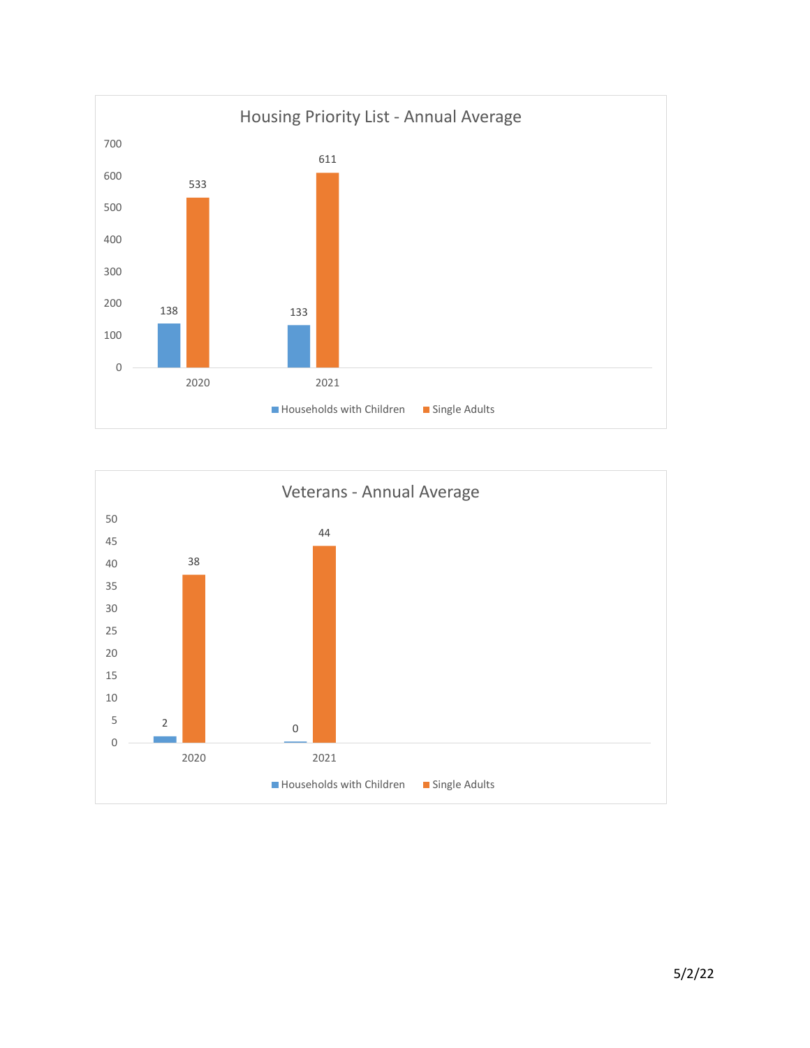Housing Priority List - Annual Average

700
600
500
400
300
200
100
0

138
533
133
611

2020
2021

Households with Children
Single Adults

Veterans - Annual Average

50
45
40
35
30
25
20
15
10
5
0

2
38
0
44

2020
2021

Households with Children
Single Adults

5/2/22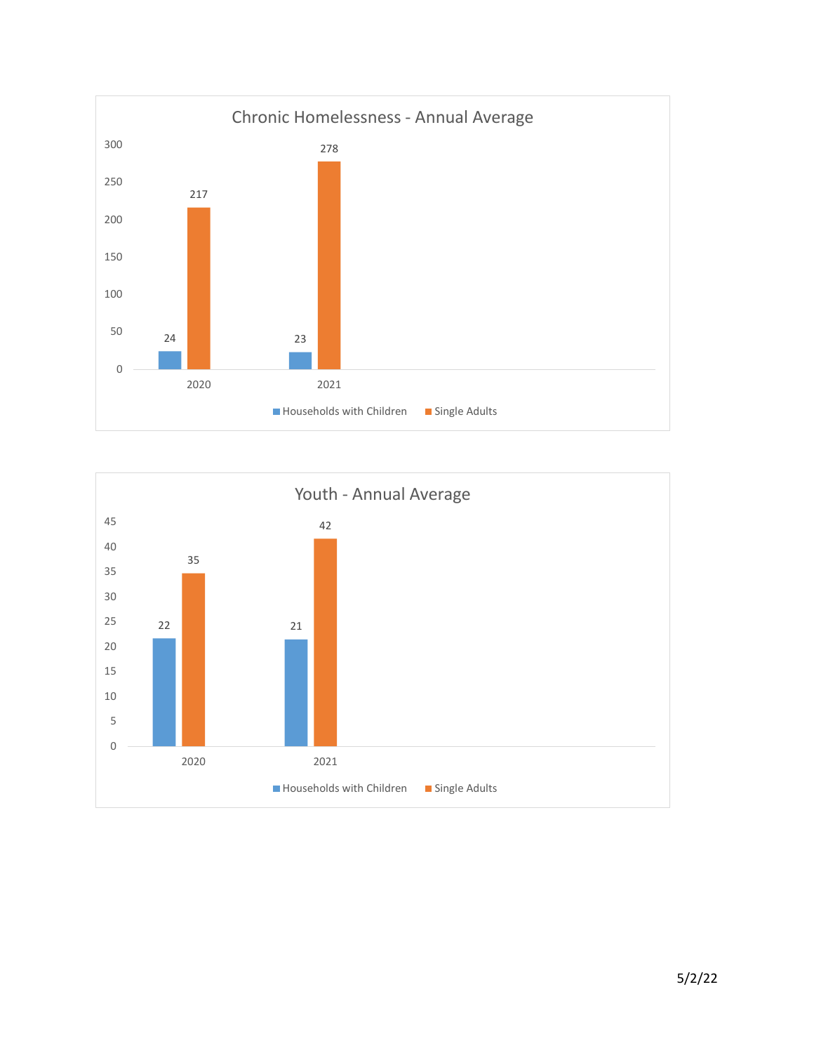Chronic Homelessness - Annual Average

300
250
200
150
100
50
0

24
217
23
278

2020
2021

Households with Children
Single Adults

Youth - Annual Average

45
40
35
30
25
20
15
10
5
0

22
35
21
42

2020
2021

Households with Children
Single Adults

5/2/22